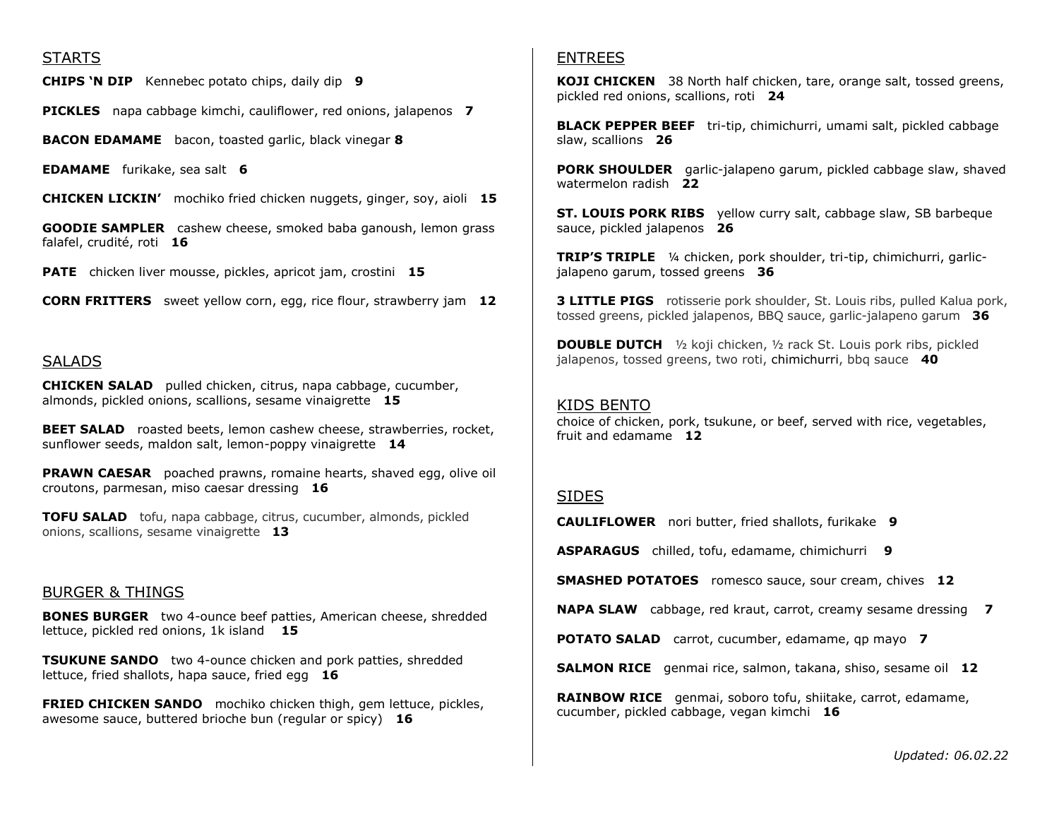## STARTS

**CHIPS 'N DIP** Kennebec potato chips, daily dip **9**

**PICKLES** napa cabbage kimchi, cauliflower, red onions, jalapenos **7**

**BACON EDAMAME** bacon, toasted garlic, black vinegar **8**

**EDAMAME** furikake, sea salt **6**

**CHICKEN LICKIN'** mochiko fried chicken nuggets, ginger, soy, aioli **15**

**GOODIE SAMPLER** cashew cheese, smoked baba ganoush, lemon grass falafel, crudité, roti **16**

**PATE** chicken liver mousse, pickles, apricot jam, crostini **15**

**CORN FRITTERS** sweet yellow corn, egg, rice flour, strawberry jam **12**

## SALADS

**CHICKEN SALAD** pulled chicken, citrus, napa cabbage, cucumber, almonds, pickled onions, scallions, sesame vinaigrette **15**

**BEET SALAD** roasted beets, lemon cashew cheese, strawberries, rocket, sunflower seeds, maldon salt, lemon-poppy vinaigrette **14**

**PRAWN CAESAR** poached prawns, romaine hearts, shaved egg, olive oil croutons, parmesan, miso caesar dressing **16**

**TOFU SALAD** tofu, napa cabbage, citrus, cucumber, almonds, pickled onions, scallions, sesame vinaigrette **13**

## BURGER & THINGS

**BONES BURGER** two 4-ounce beef patties, American cheese, shredded lettuce, pickled red onions, 1k island **15**

**TSUKUNE SANDO** two 4-ounce chicken and pork patties, shredded lettuce, fried shallots, hapa sauce, fried egg **16**

**FRIED CHICKEN SANDO** mochiko chicken thigh, gem lettuce, pickles, awesome sauce, buttered brioche bun (regular or spicy) **16**

## ENTREES

**KOJI CHICKEN** 38 North half chicken, tare, orange salt, tossed greens, pickled red onions, scallions, roti **24**

**BLACK PEPPER BEEF** tri-tip, chimichurri, umami salt, pickled cabbage slaw, scallions **26**

**PORK SHOULDER** garlic-jalapeno garum, pickled cabbage slaw, shaved watermelon radish **22**

**ST. LOUIS PORK RIBS** yellow curry salt, cabbage slaw, SB barbeque sauce, pickled jalapenos **26**

**TRIP'S TRIPLE** ¼ chicken, pork shoulder, tri-tip, chimichurri, garlic-jalapeno garum, tossed greens **36**

**3 LITTLE PIGS** rotisserie pork shoulder, St. Louis ribs, pulled Kalua pork, tossed greens, pickled jalapenos, BBQ sauce, garlic-jalapeno garum **36**

**DOUBLE DUTCH** ½ koji chicken, ½ rack St. Louis pork ribs, pickled jalapenos, tossed greens, two roti, chimichurri, bbq sauce **40**

## KIDS BENTO

choice of chicken, pork, tsukune, or beef, served with rice, vegetables, fruit and edamame **12**

## SIDES

**CAULIFLOWER** nori butter, fried shallots, furikake **9**

**ASPARAGUS** chilled, tofu, edamame, chimichurri **9**

**SMASHED POTATOES** romesco sauce, sour cream, chives **12**

**NAPA SLAW** cabbage, red kraut, carrot, creamy sesame dressing **7**

**POTATO SALAD** carrot, cucumber, edamame, qp mayo **7**

**SALMON RICE** genmai rice, salmon, takana, shiso, sesame oil **12**

**RAINBOW RICE** genmai, soboro tofu, shiitake, carrot, edamame, cucumber, pickled cabbage, vegan kimchi **16**

*Updated: 06.02.22*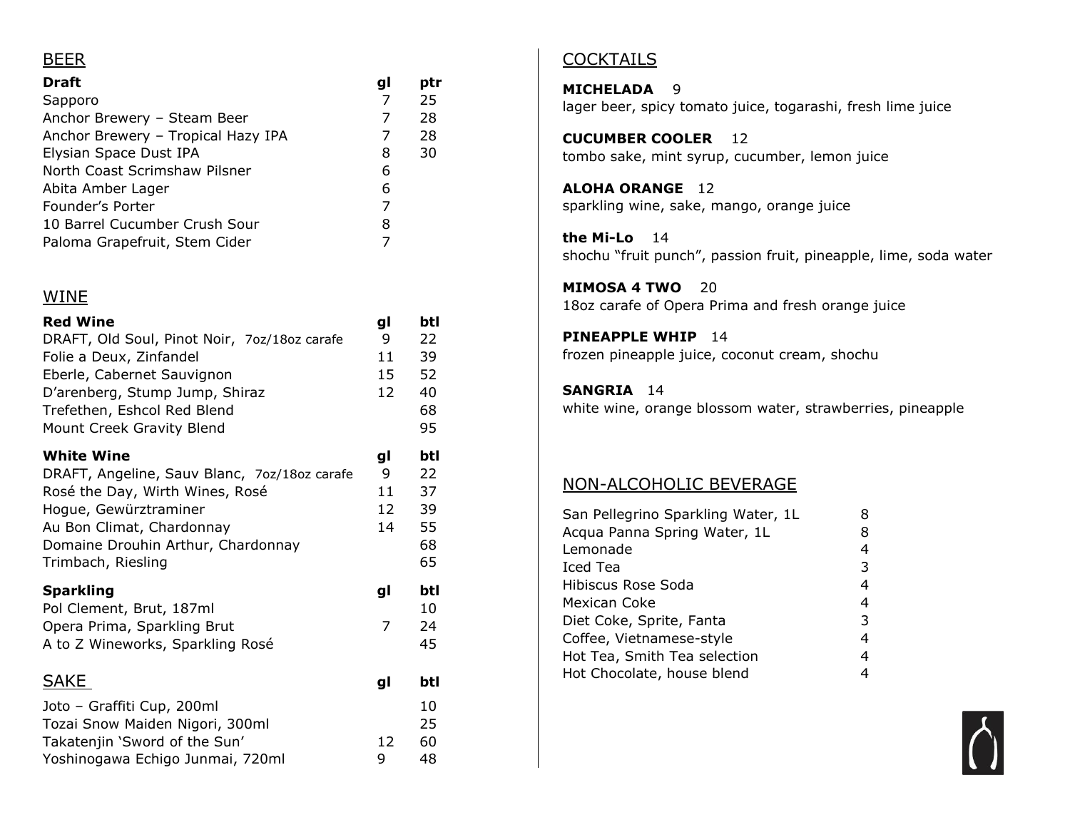## BEER

| Draft | gl | ptr |
|---|---|---|
| Sapporo | 7 | 25 |
| Anchor Brewery – Steam Beer | 7 | 28 |
| Anchor Brewery – Tropical Hazy IPA | 7 | 28 |
| Elysian Space Dust IPA | 8 | 30 |
| North Coast Scrimshaw Pilsner | 6 | |
| Abita Amber Lager | 6 | |
| Founder's Porter | 7 | |
| 10 Barrel Cucumber Crush Sour | 8 | |
| Paloma Grapefruit, Stem Cider | 7 | |

## WINE

| Red Wine | gl | btl |
|---|---|---|
| DRAFT, Old Soul, Pinot Noir, 7oz/18oz carafe | 9 | 22 |
| Folie a Deux, Zinfandel | 11 | 39 |
| Eberle, Cabernet Sauvignon | 15 | 52 |
| D'arenberg, Stump Jump, Shiraz | 12 | 40 |
| Trefethen, Eshcol Red Blend | | 68 |
| Mount Creek Gravity Blend | | 95 |

| White Wine | gl | btl |
|---|---|---|
| DRAFT, Angeline, Sauv Blanc, 7oz/18oz carafe | 9 | 22 |
| Rosé the Day, Wirth Wines, Rosé | 11 | 37 |
| Hogue, Gewürztraminer | 12 | 39 |
| Au Bon Climat, Chardonnay | 14 | 55 |
| Domaine Drouhin Arthur, Chardonnay | | 68 |
| Trimbach, Riesling | | 65 |

| Sparkling | gl | btl |
|---|---|---|
| Pol Clement, Brut, 187ml | | 10 |
| Opera Prima, Sparkling Brut | 7 | 24 |
| A to Z Wineworks, Sparkling Rosé | | 45 |

## SAKE

| | gl | btl |
|---|---|---|
| Joto – Graffiti Cup, 200ml | | 10 |
| Tozai Snow Maiden Nigori, 300ml | | 25 |
| Takatenjin 'Sword of the Sun' | 12 | 60 |
| Yoshinogawa Echigo Junmai, 720ml | 9 | 48 |

## COCKTAILS

**MICHELADA** 9
lager beer, spicy tomato juice, togarashi, fresh lime juice

**CUCUMBER COOLER** 12
tombo sake, mint syrup, cucumber, lemon juice

**ALOHA ORANGE** 12
sparkling wine, sake, mango, orange juice

**the Mi-Lo** 14
shochu "fruit punch", passion fruit, pineapple, lime, soda water

**MIMOSA 4 TWO** 20
18oz carafe of Opera Prima and fresh orange juice

**PINEAPPLE WHIP** 14
frozen pineapple juice, coconut cream, shochu

**SANGRIA** 14
white wine, orange blossom water, strawberries, pineapple

## NON-ALCOHOLIC BEVERAGE

| | |
|---|---|
| San Pellegrino Sparkling Water, 1L | 8 |
| Acqua Panna Spring Water, 1L | 8 |
| Lemonade | 4 |
| Iced Tea | 3 |
| Hibiscus Rose Soda | 4 |
| Mexican Coke | 4 |
| Diet Coke, Sprite, Fanta | 3 |
| Coffee, Vietnamese-style | 4 |
| Hot Tea, Smith Tea selection | 4 |
| Hot Chocolate, house blend | 4 |